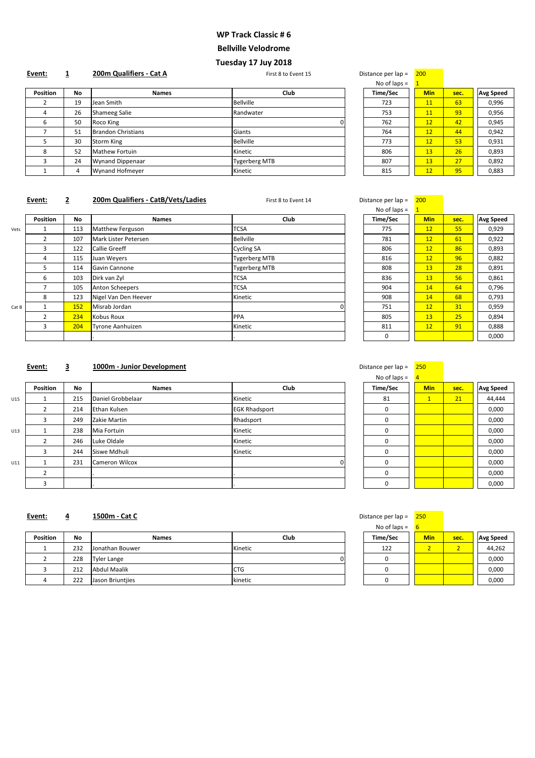# WP Track Classic # 6

## Bellville Velodrome

## Tuesday 17 Juy 2018

**Event:** **1** **200m Qualifiers - Cat A** First 8 to Event 15

Distance per lap = 200
No of laps = 1

| Position | No | Names | Club | Time/Sec | Min | sec. | Avg Speed |
|---|---|---|---|---|---|---|---|
| 2 | 19 | Jean Smith | Bellville | 723 | 11 | 63 | 0,996 |
| 4 | 26 | Shameeg Salie | Randwater | 753 | 11 | 93 | 0,956 |
| 6 | 50 | Roco King | 0 | 762 | 12 | 42 | 0,945 |
| 7 | 51 | Brandon Christians | Giants | 764 | 12 | 44 | 0,942 |
| 5 | 30 | Storm King | Bellville | 773 | 12 | 53 | 0,931 |
| 8 | 52 | Mathew Fortuin | Kinetic | 806 | 13 | 26 | 0,893 |
| 3 | 24 | Wynand Dippenaar | Tygerberg MTB | 807 | 13 | 27 | 0,892 |
| 1 | 4 | Wynand Hofmeyer | Kinetic | 815 | 12 | 95 | 0,883 |

**Event:** **2** **200m Qualifiers - CatB/Vets/Ladies** First 8 to Event 14

Distance per lap = 200
No of laps = 1

| | Position | No | Names | Club | Time/Sec | Min | sec. | Avg Speed |
|---|---|---|---|---|---|---|---|---|
| Vets | 1 | 113 | Matthew Ferguson | TCSA | 775 | 12 | 55 | 0,929 |
| | 2 | 107 | Mark Lister Petersen | Bellville | 781 | 12 | 61 | 0,922 |
| | 3 | 122 | Callie Greeff | Cycling SA | 806 | 12 | 86 | 0,893 |
| | 4 | 115 | Juan Weyers | Tygerberg MTB | 816 | 12 | 96 | 0,882 |
| | 5 | 114 | Gavin Cannone | Tygerberg MTB | 808 | 13 | 28 | 0,891 |
| | 6 | 103 | Dirk van Zyl | TCSA | 836 | 13 | 56 | 0,861 |
| | 7 | 105 | Anton Scheepers | TCSA | 904 | 14 | 64 | 0,796 |
| | 8 | 123 | Nigel Van Den Heever | Kinetic | 908 | 14 | 68 | 0,793 |
| Cat B | 1 | 152 | Misrab Jordan | 0 | 751 | 12 | 31 | 0,959 |
| | 2 | 234 | Kobus Roux | PPA | 805 | 13 | 25 | 0,894 |
| | 3 | 204 | Tyrone Aanhuizen | Kinetic | 811 | 12 | 91 | 0,888 |
| | | | . | . | 0 | | | 0,000 |

**Event:** **3** **1000m - Junior Development**

Distance per lap = 250
No of laps = 4

| | Position | No | Names | Club | Time/Sec | Min | sec. | Avg Speed |
|---|---|---|---|---|---|---|---|---|
| U15 | 1 | 215 | Daniel Grobbelaar | Kinetic | 81 | 1 | 21 | 44,444 |
| | 2 | 214 | Ethan Kulsen | EGK Rhadsport | 0 | | | 0,000 |
| | 3 | 249 | Zakie Martin | Rhadsport | 0 | | | 0,000 |
| U13 | 1 | 238 | Mia Fortuin | Kinetic | 0 | | | 0,000 |
| | 2 | 246 | Luke Oldale | Kinetic | 0 | | | 0,000 |
| | 3 | 244 | Siswe Mdhuli | Kinetic | 0 | | | 0,000 |
| U11 | 1 | 231 | Cameron Wilcox | 0 | 0 | | | 0,000 |
| | 2 | | . | . | 0 | | | 0,000 |
| | 3 | | . | . | 0 | | | 0,000 |

**Event:** **4** **1500m - Cat C**

Distance per lap = 250
No of laps = 6

| Position | No | Names | Club | Time/Sec | Min | sec. | Avg Speed |
|---|---|---|---|---|---|---|---|
| 1 | 232 | Jonathan Bouwer | Kinetic | 122 | 2 | 2 | 44,262 |
| 2 | 228 | Tyler Lange | 0 | 0 | | | 0,000 |
| 3 | 212 | Abdul Maalik | CTG | 0 | | | 0,000 |
| 4 | 222 | Jason Briuntjies | kinetic | 0 | | | 0,000 |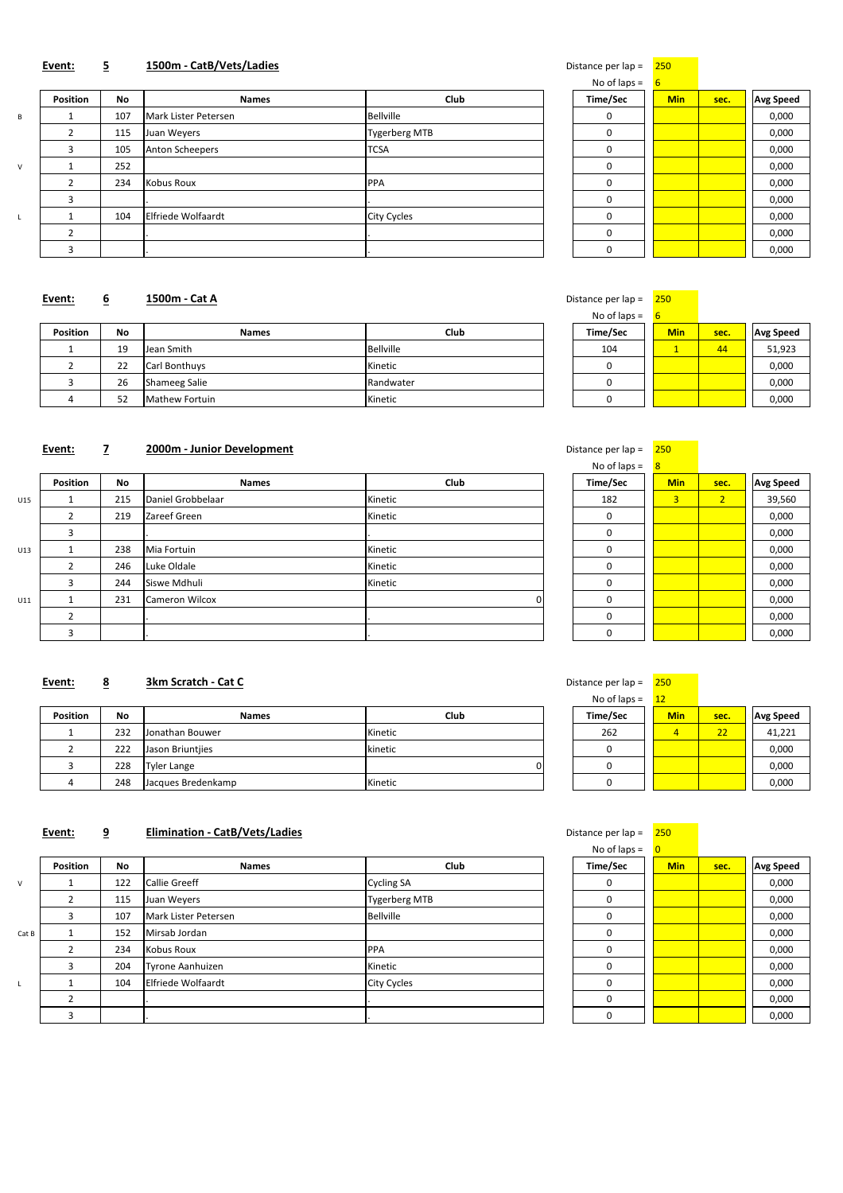**Event: 5** **1500m - CatB/Vets/Ladies**

Distance per lap = 250
No of laps = 6

| | Position | No | Names | Club | Time/Sec | Min | sec. | Avg Speed |
|---|---|---|---|---|---|---|---|---|
| B | 1 | 107 | Mark Lister Petersen | Bellville | 0 | | | 0,000 |
| | 2 | 115 | Juan Weyers | Tygerberg MTB | 0 | | | 0,000 |
| | 3 | 105 | Anton Scheepers | TCSA | 0 | | | 0,000 |
| V | 1 | 252 | | | 0 | | | 0,000 |
| | 2 | 234 | Kobus Roux | PPA | 0 | | | 0,000 |
| | 3 | | . | . | 0 | | | 0,000 |
| L | 1 | 104 | Elfriede Wolfaardt | City Cycles | 0 | | | 0,000 |
| | 2 | | . | . | 0 | | | 0,000 |
| | 3 | | . | . | 0 | | | 0,000 |

**Event: 6** **1500m - Cat A**

Distance per lap = 250
No of laps = 6

| Position | No | Names | Club | Time/Sec | Min | sec. | Avg Speed |
|---|---|---|---|---|---|---|---|
| 1 | 19 | Jean Smith | Bellville | 104 | 1 | 44 | 51,923 |
| 2 | 22 | Carl Bonthuys | Kinetic | 0 | | | 0,000 |
| 3 | 26 | Shameeg Salie | Randwater | 0 | | | 0,000 |
| 4 | 52 | Mathew Fortuin | Kinetic | 0 | | | 0,000 |

**Event: 7** **2000m - Junior Development**

Distance per lap = 250
No of laps = 8

| | Position | No | Names | Club | Time/Sec | Min | sec. | Avg Speed |
|---|---|---|---|---|---|---|---|---|
| U15 | 1 | 215 | Daniel Grobbelaar | Kinetic | 182 | 3 | 2 | 39,560 |
| | 2 | 219 | Zareef Green | Kinetic | 0 | | | 0,000 |
| | 3 | | . | . | 0 | | | 0,000 |
| U13 | 1 | 238 | Mia Fortuin | Kinetic | 0 | | | 0,000 |
| | 2 | 246 | Luke Oldale | Kinetic | 0 | | | 0,000 |
| | 3 | 244 | Siswe Mdhuli | Kinetic | 0 | | | 0,000 |
| U11 | 1 | 231 | Cameron Wilcox | 0 | 0 | | | 0,000 |
| | 2 | | . | . | 0 | | | 0,000 |
| | 3 | | . | . | 0 | | | 0,000 |

**Event: 8** **3km Scratch - Cat C**

Distance per lap = 250
No of laps = 12

| Position | No | Names | Club | Time/Sec | Min | sec. | Avg Speed |
|---|---|---|---|---|---|---|---|
| 1 | 232 | Jonathan Bouwer | Kinetic | 262 | 4 | 22 | 41,221 |
| 2 | 222 | Jason Briuntjies | kinetic | 0 | | | 0,000 |
| 3 | 228 | Tyler Lange | 0 | 0 | | | 0,000 |
| 4 | 248 | Jacques Bredenkamp | Kinetic | 0 | | | 0,000 |

**Event: 9** **Elimination - CatB/Vets/Ladies**

Distance per lap = 250
No of laps = 0

| | Position | No | Names | Club | Time/Sec | Min | sec. | Avg Speed |
|---|---|---|---|---|---|---|---|---|
| V | 1 | 122 | Callie Greeff | Cycling SA | 0 | | | 0,000 |
| | 2 | 115 | Juan Weyers | Tygerberg MTB | 0 | | | 0,000 |
| | 3 | 107 | Mark Lister Petersen | Bellville | 0 | | | 0,000 |
| Cat B | 1 | 152 | Mirsab Jordan | | 0 | | | 0,000 |
| | 2 | 234 | Kobus Roux | PPA | 0 | | | 0,000 |
| | 3 | 204 | Tyrone Aanhuizen | Kinetic | 0 | | | 0,000 |
| L | 1 | 104 | Elfriede Wolfaardt | City Cycles | 0 | | | 0,000 |
| | 2 | | . | . | 0 | | | 0,000 |
| | 3 | | . | . | 0 | | | 0,000 |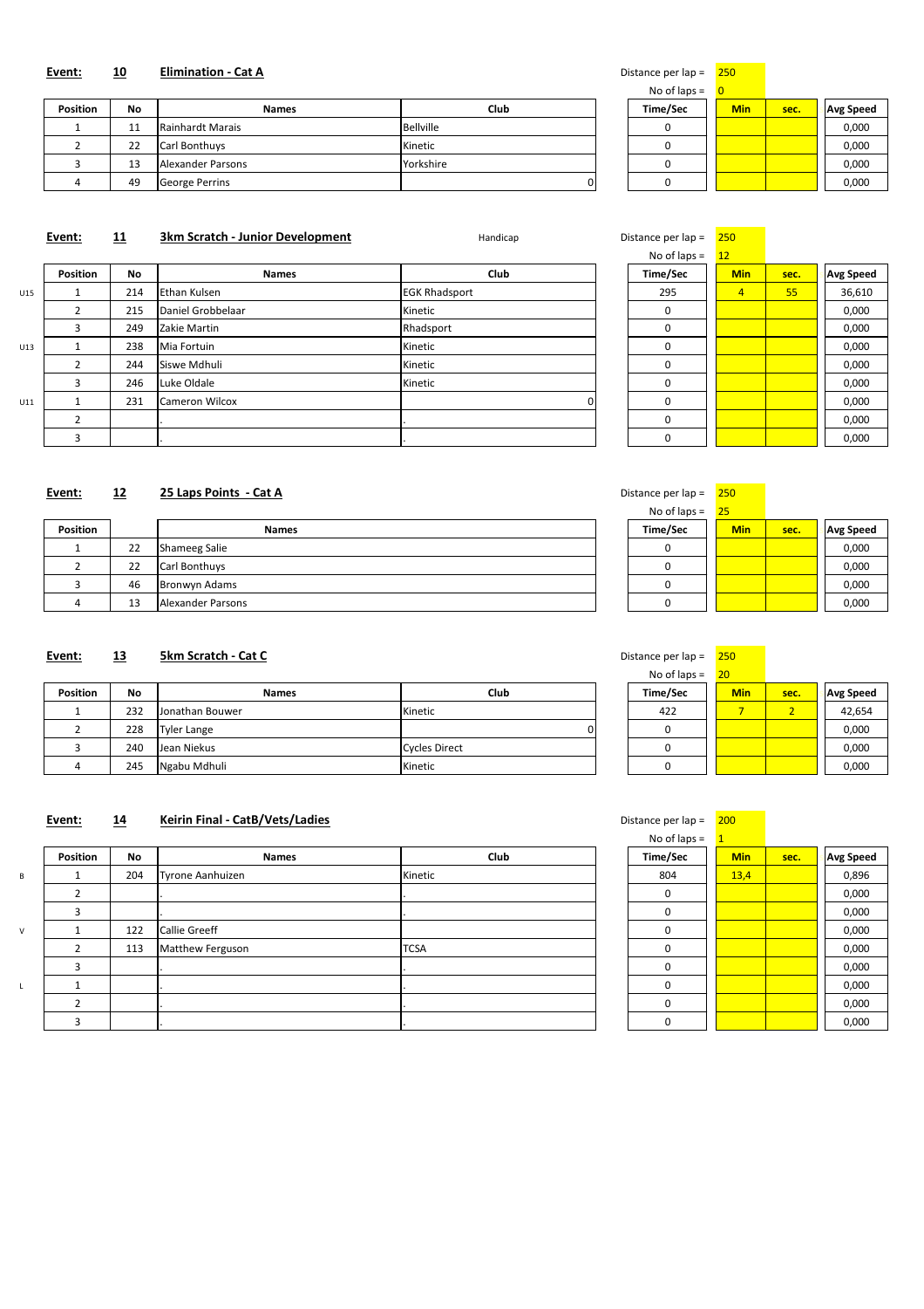**Event: 10 Elimination - Cat A**

Distance per lap = 250
No of laps = 0

| Position | No | Names | Club | Time/Sec | Min | sec. | Avg Speed |
|---|---|---|---|---|---|---|---|
| 1 | 11 | Rainhardt Marais | Bellville | 0 | | | 0,000 |
| 2 | 22 | Carl Bonthuys | Kinetic | 0 | | | 0,000 |
| 3 | 13 | Alexander Parsons | Yorkshire | 0 | | | 0,000 |
| 4 | 49 | George Perrins | 0 | 0 | | | 0,000 |

**Event: 11 3km Scratch - Junior Development** Handicap

Distance per lap = 250
No of laps = 12

| | Position | No | Names | Club | Time/Sec | Min | sec. | Avg Speed |
|---|---|---|---|---|---|---|---|---|
| U15 | 1 | 214 | Ethan Kulsen | EGK Rhadsport | 295 | 4 | 55 | 36,610 |
| | 2 | 215 | Daniel Grobbelaar | Kinetic | 0 | | | 0,000 |
| | 3 | 249 | Zakie Martin | Rhadsport | 0 | | | 0,000 |
| U13 | 1 | 238 | Mia Fortuin | Kinetic | 0 | | | 0,000 |
| | 2 | 244 | Siswe Mdhuli | Kinetic | 0 | | | 0,000 |
| | 3 | 246 | Luke Oldale | Kinetic | 0 | | | 0,000 |
| U11 | 1 | 231 | Cameron Wilcox | 0 | 0 | | | 0,000 |
| | 2 | | . | . | 0 | | | 0,000 |
| | 3 | | . | . | 0 | | | 0,000 |

**Event: 12 25 Laps Points - Cat A**

Distance per lap = 250
No of laps = 25

| Position | | Names | Time/Sec | Min | sec. | Avg Speed |
|---|---|---|---|---|---|---|
| 1 | 22 | Shameeg Salie | 0 | | | 0,000 |
| 2 | 22 | Carl Bonthuys | 0 | | | 0,000 |
| 3 | 46 | Bronwyn Adams | 0 | | | 0,000 |
| 4 | 13 | Alexander Parsons | 0 | | | 0,000 |

**Event: 13 5km Scratch - Cat C**

Distance per lap = 250
No of laps = 20

| Position | No | Names | Club | Time/Sec | Min | sec. | Avg Speed |
|---|---|---|---|---|---|---|---|
| 1 | 232 | Jonathan Bouwer | Kinetic | 422 | 7 | 2 | 42,654 |
| 2 | 228 | Tyler Lange | 0 | 0 | | | 0,000 |
| 3 | 240 | Jean Niekus | Cycles Direct | 0 | | | 0,000 |
| 4 | 245 | Ngabu Mdhuli | Kinetic | 0 | | | 0,000 |

**Event: 14 Keirin Final - CatB/Vets/Ladies**

Distance per lap = 200
No of laps = 1

| | Position | No | Names | Club | Time/Sec | Min | sec. | Avg Speed |
|---|---|---|---|---|---|---|---|---|
| B | 1 | 204 | Tyrone Aanhuizen | Kinetic | 804 | 13,4 | | 0,896 |
| | 2 | | . | . | 0 | | | 0,000 |
| | 3 | | . | . | 0 | | | 0,000 |
| V | 1 | 122 | Callie Greeff | | 0 | | | 0,000 |
| | 2 | 113 | Matthew Ferguson | TCSA | 0 | | | 0,000 |
| | 3 | | . | . | 0 | | | 0,000 |
| L | 1 | | . | . | 0 | | | 0,000 |
| | 2 | | . | . | 0 | | | 0,000 |
| | 3 | | . | . | 0 | | | 0,000 |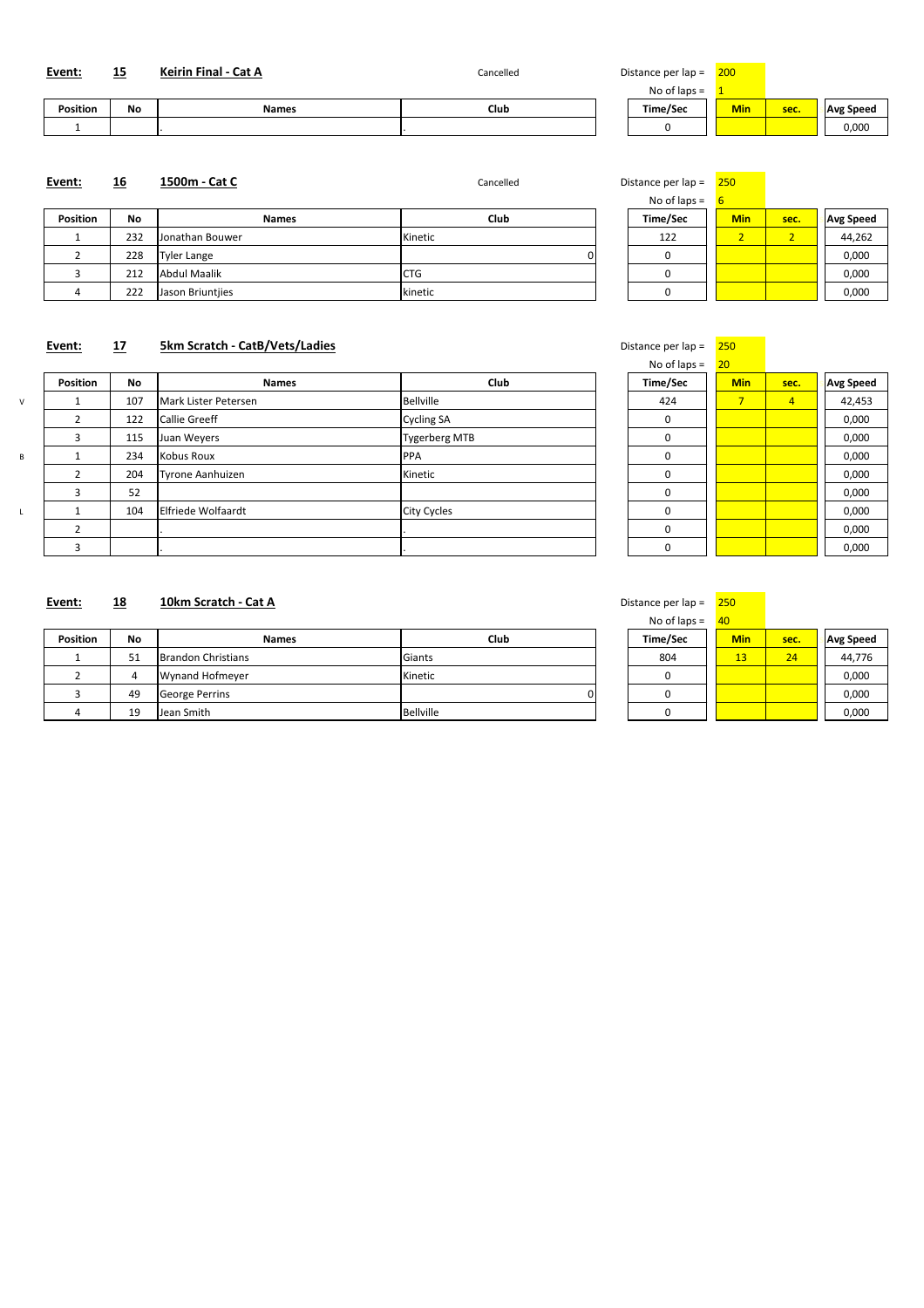**Event:** **15** **Keirin Final - Cat A** Cancelled

Distance per lap = 200
No of laps = 1

| Position | No | Names | Club | Time/Sec | Min | sec. | Avg Speed |
|---|---|---|---|---|---|---|---|
| 1 | | . | . | 0 | | | 0,000 |

**Event:** **16** **1500m - Cat C** Cancelled

Distance per lap = 250
No of laps = 6

| Position | No | Names | Club | Time/Sec | Min | sec. | Avg Speed |
|---|---|---|---|---|---|---|---|
| 1 | 232 | Jonathan Bouwer | Kinetic | 122 | 2 | 2 | 44,262 |
| 2 | 228 | Tyler Lange | 0 | 0 | | | 0,000 |
| 3 | 212 | Abdul Maalik | CTG | 0 | | | 0,000 |
| 4 | 222 | Jason Briuntjies | kinetic | 0 | | | 0,000 |

**Event:** **17** **5km Scratch - CatB/Vets/Ladies**

Distance per lap = 250
No of laps = 20

| | Position | No | Names | Club | Time/Sec | Min | sec. | Avg Speed |
|---|---|---|---|---|---|---|---|---|
| V | 1 | 107 | Mark Lister Petersen | Bellville | 424 | 7 | 4 | 42,453 |
| | 2 | 122 | Callie Greeff | Cycling SA | 0 | | | 0,000 |
| | 3 | 115 | Juan Weyers | Tygerberg MTB | 0 | | | 0,000 |
| B | 1 | 234 | Kobus Roux | PPA | 0 | | | 0,000 |
| | 2 | 204 | Tyrone Aanhuizen | Kinetic | 0 | | | 0,000 |
| | 3 | 52 | | | 0 | | | 0,000 |
| L | 1 | 104 | Elfriede Wolfaardt | City Cycles | 0 | | | 0,000 |
| | 2 | | . | . | 0 | | | 0,000 |
| | 3 | | . | . | 0 | | | 0,000 |

**Event:** **18** **10km Scratch - Cat A**

Distance per lap = 250
No of laps = 40

| Position | No | Names | Club | Time/Sec | Min | sec. | Avg Speed |
|---|---|---|---|---|---|---|---|
| 1 | 51 | Brandon Christians | Giants | 804 | 13 | 24 | 44,776 |
| 2 | 4 | Wynand Hofmeyer | Kinetic | 0 | | | 0,000 |
| 3 | 49 | George Perrins | 0 | 0 | | | 0,000 |
| 4 | 19 | Jean Smith | Bellville | 0 | | | 0,000 |